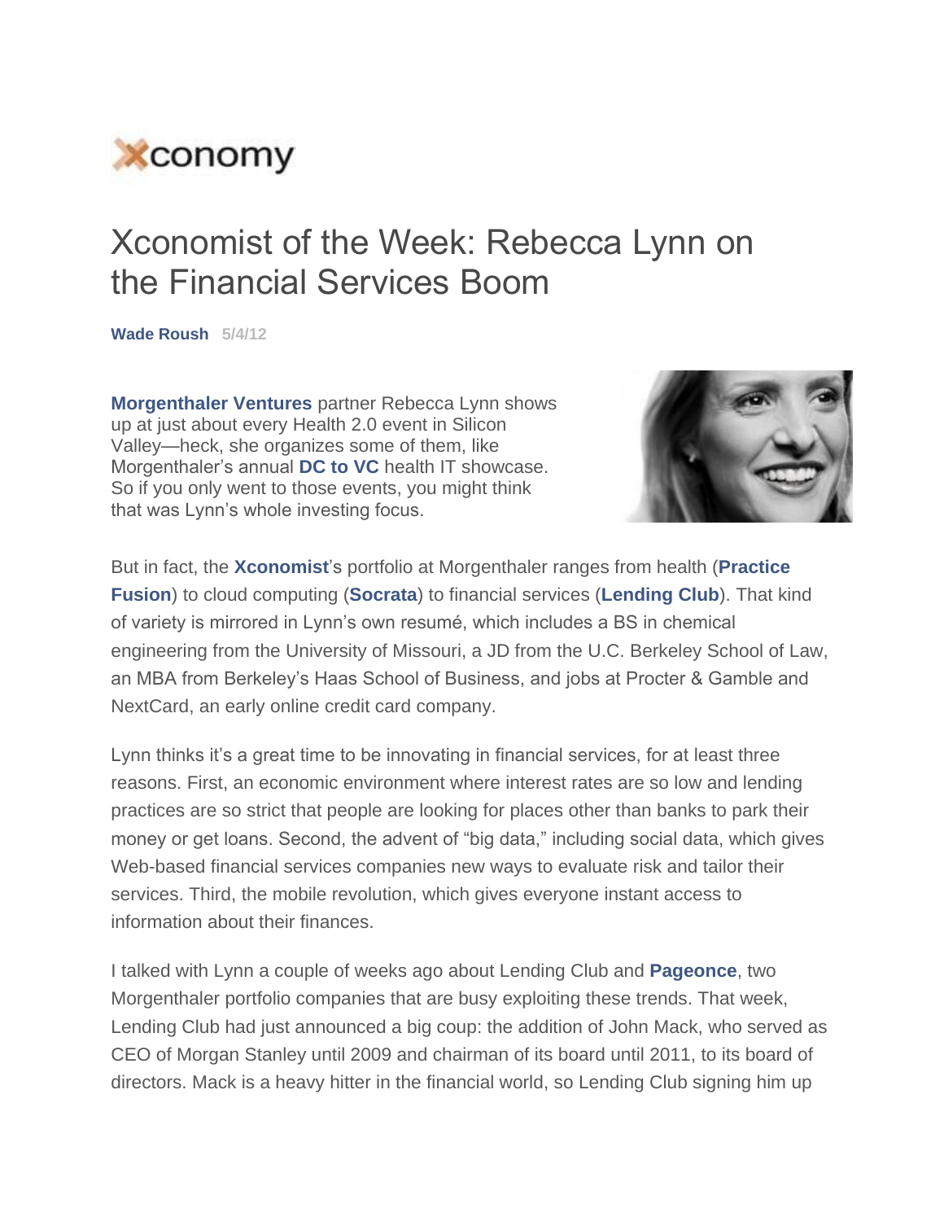Xconomy

# Xconomist of the Week: Rebecca Lynn on the Financial Services Boom

**Wade Roush** 5/4/12

**Morgenthaler Ventures** partner Rebecca Lynn shows up at just about every Health 2.0 event in Silicon Valley—heck, she organizes some of them, like Morgenthaler's annual **DC to VC** health IT showcase. So if you only went to those events, you might think that was Lynn's whole investing focus.

But in fact, the **Xconomist**'s portfolio at Morgenthaler ranges from health (**Practice Fusion**) to cloud computing (**Socrata**) to financial services (**Lending Club**). That kind of variety is mirrored in Lynn's own resumé, which includes a BS in chemical engineering from the University of Missouri, a JD from the U.C. Berkeley School of Law, an MBA from Berkeley's Haas School of Business, and jobs at Procter & Gamble and NextCard, an early online credit card company.

Lynn thinks it's a great time to be innovating in financial services, for at least three reasons. First, an economic environment where interest rates are so low and lending practices are so strict that people are looking for places other than banks to park their money or get loans. Second, the advent of "big data," including social data, which gives Web-based financial services companies new ways to evaluate risk and tailor their services. Third, the mobile revolution, which gives everyone instant access to information about their finances.

I talked with Lynn a couple of weeks ago about Lending Club and **Pageonce**, two Morgenthaler portfolio companies that are busy exploiting these trends. That week, Lending Club had just announced a big coup: the addition of John Mack, who served as CEO of Morgan Stanley until 2009 and chairman of its board until 2011, to its board of directors. Mack is a heavy hitter in the financial world, so Lending Club signing him up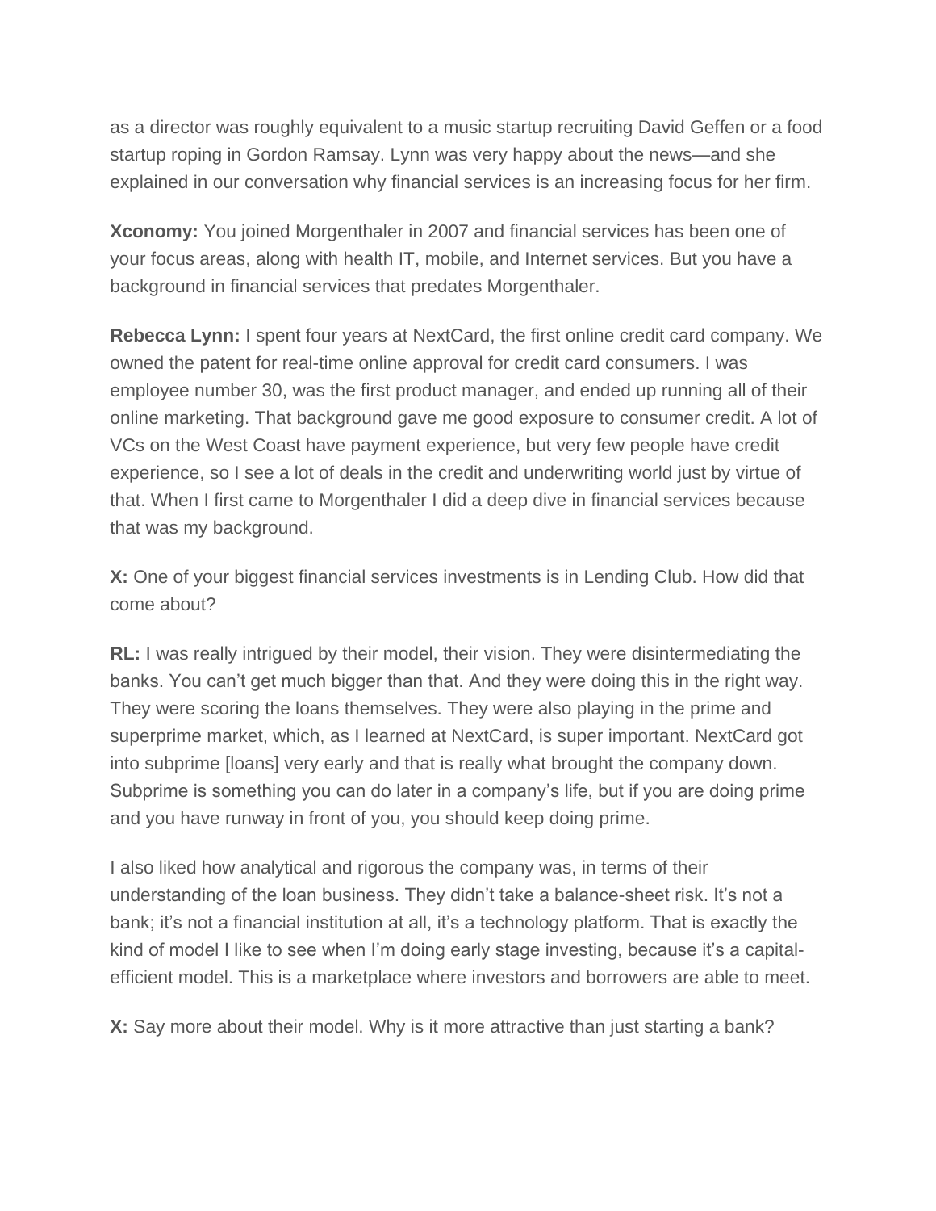as a director was roughly equivalent to a music startup recruiting David Geffen or a food startup roping in Gordon Ramsay. Lynn was very happy about the news—and she explained in our conversation why financial services is an increasing focus for her firm.

**Xconomy:** You joined Morgenthaler in 2007 and financial services has been one of your focus areas, along with health IT, mobile, and Internet services. But you have a background in financial services that predates Morgenthaler.

**Rebecca Lynn:** I spent four years at NextCard, the first online credit card company. We owned the patent for real-time online approval for credit card consumers. I was employee number 30, was the first product manager, and ended up running all of their online marketing. That background gave me good exposure to consumer credit. A lot of VCs on the West Coast have payment experience, but very few people have credit experience, so I see a lot of deals in the credit and underwriting world just by virtue of that. When I first came to Morgenthaler I did a deep dive in financial services because that was my background.

**X:** One of your biggest financial services investments is in Lending Club. How did that come about?

**RL:** I was really intrigued by their model, their vision. They were disintermediating the banks. You can't get much bigger than that. And they were doing this in the right way. They were scoring the loans themselves. They were also playing in the prime and superprime market, which, as I learned at NextCard, is super important. NextCard got into subprime [loans] very early and that is really what brought the company down. Subprime is something you can do later in a company's life, but if you are doing prime and you have runway in front of you, you should keep doing prime.

I also liked how analytical and rigorous the company was, in terms of their understanding of the loan business. They didn't take a balance-sheet risk. It's not a bank; it's not a financial institution at all, it's a technology platform. That is exactly the kind of model I like to see when I'm doing early stage investing, because it's a capital-efficient model. This is a marketplace where investors and borrowers are able to meet.

**X:** Say more about their model. Why is it more attractive than just starting a bank?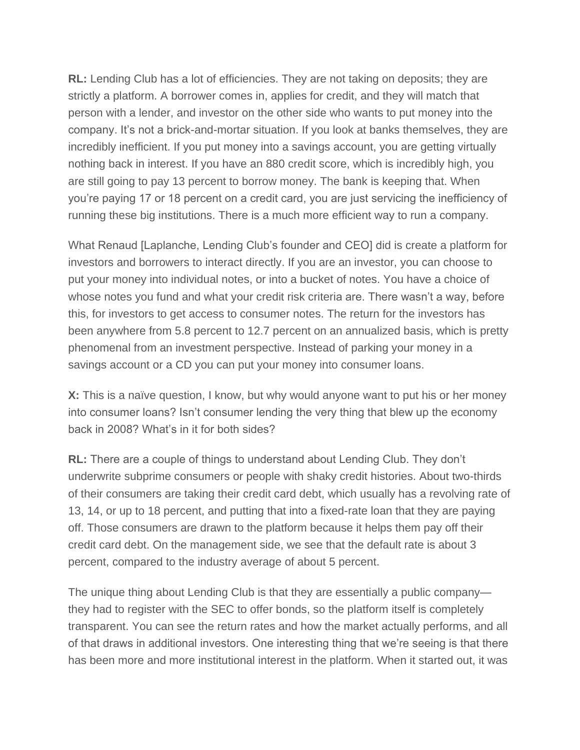**RL:** Lending Club has a lot of efficiencies. They are not taking on deposits; they are strictly a platform. A borrower comes in, applies for credit, and they will match that person with a lender, and investor on the other side who wants to put money into the company. It's not a brick-and-mortar situation. If you look at banks themselves, they are incredibly inefficient. If you put money into a savings account, you are getting virtually nothing back in interest. If you have an 880 credit score, which is incredibly high, you are still going to pay 13 percent to borrow money. The bank is keeping that. When you're paying 17 or 18 percent on a credit card, you are just servicing the inefficiency of running these big institutions. There is a much more efficient way to run a company.

What Renaud [Laplanche, Lending Club's founder and CEO] did is create a platform for investors and borrowers to interact directly. If you are an investor, you can choose to put your money into individual notes, or into a bucket of notes. You have a choice of whose notes you fund and what your credit risk criteria are. There wasn't a way, before this, for investors to get access to consumer notes. The return for the investors has been anywhere from 5.8 percent to 12.7 percent on an annualized basis, which is pretty phenomenal from an investment perspective. Instead of parking your money in a savings account or a CD you can put your money into consumer loans.

**X:** This is a naïve question, I know, but why would anyone want to put his or her money into consumer loans? Isn't consumer lending the very thing that blew up the economy back in 2008? What's in it for both sides?

**RL:** There are a couple of things to understand about Lending Club. They don't underwrite subprime consumers or people with shaky credit histories. About two-thirds of their consumers are taking their credit card debt, which usually has a revolving rate of 13, 14, or up to 18 percent, and putting that into a fixed-rate loan that they are paying off. Those consumers are drawn to the platform because it helps them pay off their credit card debt. On the management side, we see that the default rate is about 3 percent, compared to the industry average of about 5 percent.

The unique thing about Lending Club is that they are essentially a public company—they had to register with the SEC to offer bonds, so the platform itself is completely transparent. You can see the return rates and how the market actually performs, and all of that draws in additional investors. One interesting thing that we're seeing is that there has been more and more institutional interest in the platform. When it started out, it was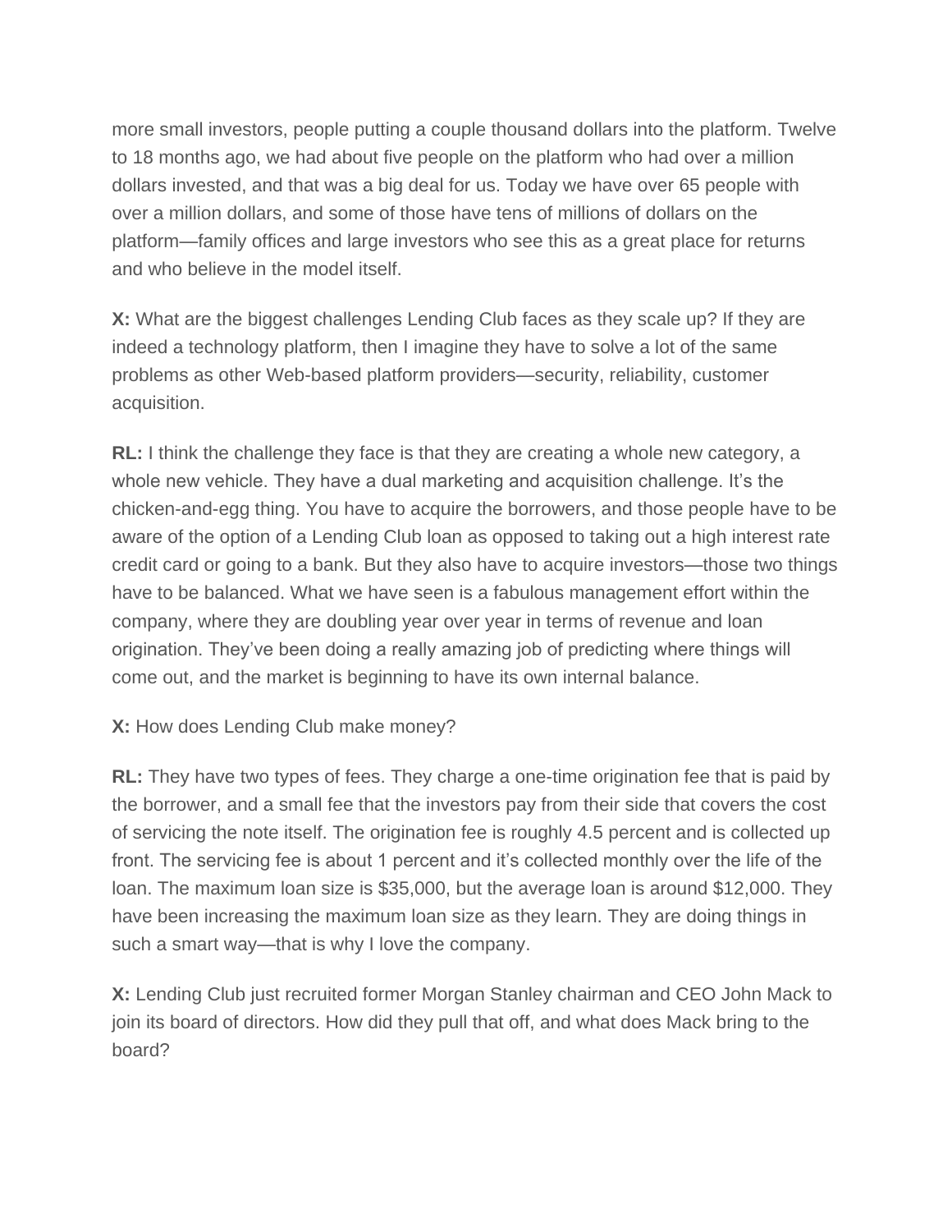more small investors, people putting a couple thousand dollars into the platform. Twelve to 18 months ago, we had about five people on the platform who had over a million dollars invested, and that was a big deal for us. Today we have over 65 people with over a million dollars, and some of those have tens of millions of dollars on the platform—family offices and large investors who see this as a great place for returns and who believe in the model itself.

**X:** What are the biggest challenges Lending Club faces as they scale up? If they are indeed a technology platform, then I imagine they have to solve a lot of the same problems as other Web-based platform providers—security, reliability, customer acquisition.

**RL:** I think the challenge they face is that they are creating a whole new category, a whole new vehicle. They have a dual marketing and acquisition challenge. It's the chicken-and-egg thing. You have to acquire the borrowers, and those people have to be aware of the option of a Lending Club loan as opposed to taking out a high interest rate credit card or going to a bank. But they also have to acquire investors—those two things have to be balanced. What we have seen is a fabulous management effort within the company, where they are doubling year over year in terms of revenue and loan origination. They've been doing a really amazing job of predicting where things will come out, and the market is beginning to have its own internal balance.

**X:** How does Lending Club make money?

**RL:** They have two types of fees. They charge a one-time origination fee that is paid by the borrower, and a small fee that the investors pay from their side that covers the cost of servicing the note itself. The origination fee is roughly 4.5 percent and is collected up front. The servicing fee is about 1 percent and it's collected monthly over the life of the loan. The maximum loan size is $35,000, but the average loan is around $12,000. They have been increasing the maximum loan size as they learn. They are doing things in such a smart way—that is why I love the company.

**X:** Lending Club just recruited former Morgan Stanley chairman and CEO John Mack to join its board of directors. How did they pull that off, and what does Mack bring to the board?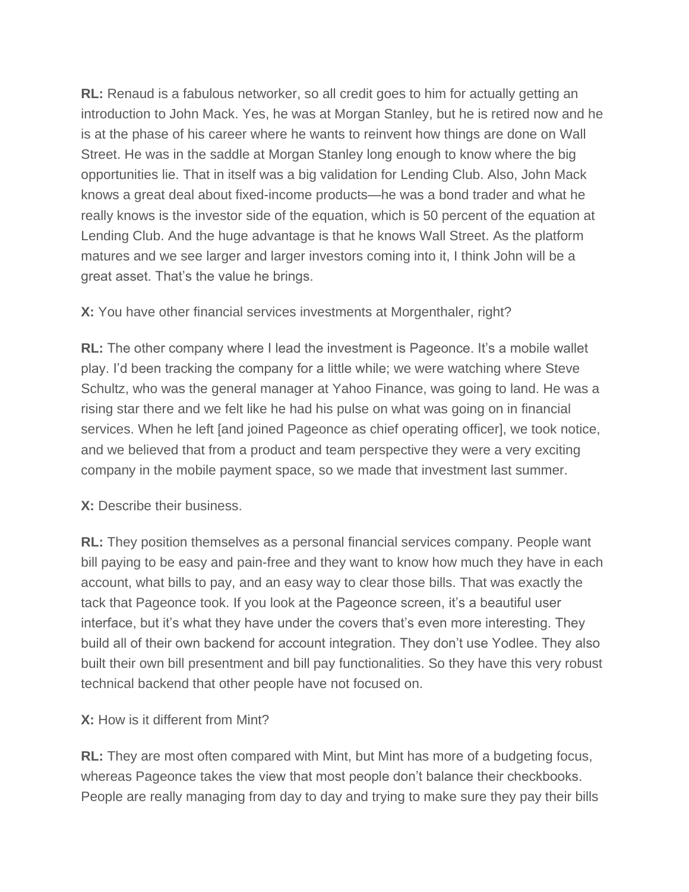**RL:** Renaud is a fabulous networker, so all credit goes to him for actually getting an introduction to John Mack. Yes, he was at Morgan Stanley, but he is retired now and he is at the phase of his career where he wants to reinvent how things are done on Wall Street. He was in the saddle at Morgan Stanley long enough to know where the big opportunities lie. That in itself was a big validation for Lending Club. Also, John Mack knows a great deal about fixed-income products—he was a bond trader and what he really knows is the investor side of the equation, which is 50 percent of the equation at Lending Club. And the huge advantage is that he knows Wall Street. As the platform matures and we see larger and larger investors coming into it, I think John will be a great asset. That's the value he brings.

**X:** You have other financial services investments at Morgenthaler, right?

**RL:** The other company where I lead the investment is Pageonce. It's a mobile wallet play. I'd been tracking the company for a little while; we were watching where Steve Schultz, who was the general manager at Yahoo Finance, was going to land. He was a rising star there and we felt like he had his pulse on what was going on in financial services. When he left [and joined Pageonce as chief operating officer], we took notice, and we believed that from a product and team perspective they were a very exciting company in the mobile payment space, so we made that investment last summer.

**X:** Describe their business.

**RL:** They position themselves as a personal financial services company. People want bill paying to be easy and pain-free and they want to know how much they have in each account, what bills to pay, and an easy way to clear those bills. That was exactly the tack that Pageonce took. If you look at the Pageonce screen, it's a beautiful user interface, but it's what they have under the covers that's even more interesting. They build all of their own backend for account integration. They don't use Yodlee. They also built their own bill presentment and bill pay functionalities. So they have this very robust technical backend that other people have not focused on.

**X:** How is it different from Mint?

**RL:** They are most often compared with Mint, but Mint has more of a budgeting focus, whereas Pageonce takes the view that most people don't balance their checkbooks. People are really managing from day to day and trying to make sure they pay their bills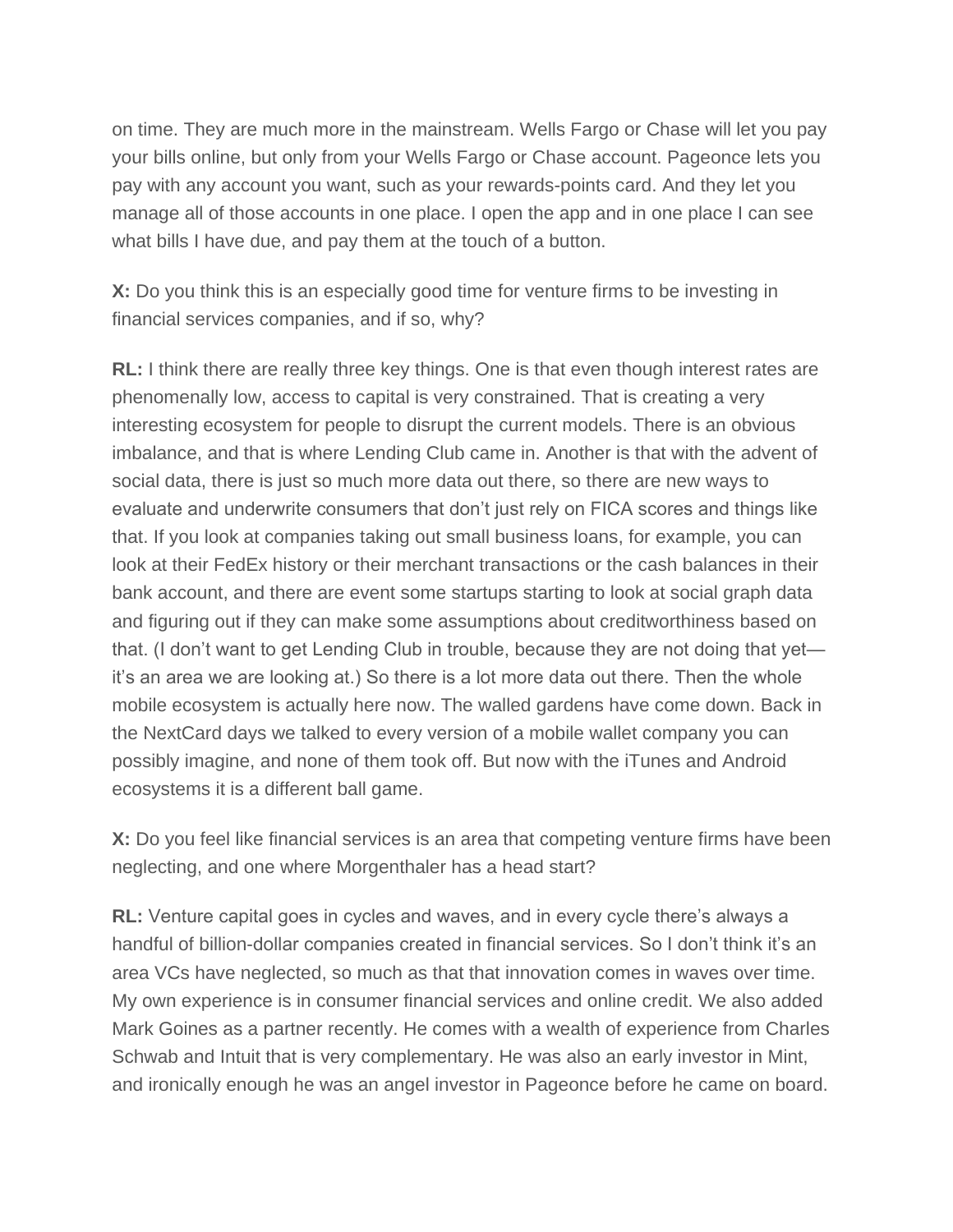on time. They are much more in the mainstream. Wells Fargo or Chase will let you pay your bills online, but only from your Wells Fargo or Chase account. Pageonce lets you pay with any account you want, such as your rewards-points card. And they let you manage all of those accounts in one place. I open the app and in one place I can see what bills I have due, and pay them at the touch of a button.

**X:** Do you think this is an especially good time for venture firms to be investing in financial services companies, and if so, why?

**RL:** I think there are really three key things. One is that even though interest rates are phenomenally low, access to capital is very constrained. That is creating a very interesting ecosystem for people to disrupt the current models. There is an obvious imbalance, and that is where Lending Club came in. Another is that with the advent of social data, there is just so much more data out there, so there are new ways to evaluate and underwrite consumers that don't just rely on FICA scores and things like that. If you look at companies taking out small business loans, for example, you can look at their FedEx history or their merchant transactions or the cash balances in their bank account, and there are event some startups starting to look at social graph data and figuring out if they can make some assumptions about creditworthiness based on that. (I don't want to get Lending Club in trouble, because they are not doing that yet—it's an area we are looking at.) So there is a lot more data out there. Then the whole mobile ecosystem is actually here now. The walled gardens have come down. Back in the NextCard days we talked to every version of a mobile wallet company you can possibly imagine, and none of them took off. But now with the iTunes and Android ecosystems it is a different ball game.

**X:** Do you feel like financial services is an area that competing venture firms have been neglecting, and one where Morgenthaler has a head start?

**RL:** Venture capital goes in cycles and waves, and in every cycle there's always a handful of billion-dollar companies created in financial services. So I don't think it's an area VCs have neglected, so much as that that innovation comes in waves over time. My own experience is in consumer financial services and online credit. We also added Mark Goines as a partner recently. He comes with a wealth of experience from Charles Schwab and Intuit that is very complementary. He was also an early investor in Mint, and ironically enough he was an angel investor in Pageonce before he came on board.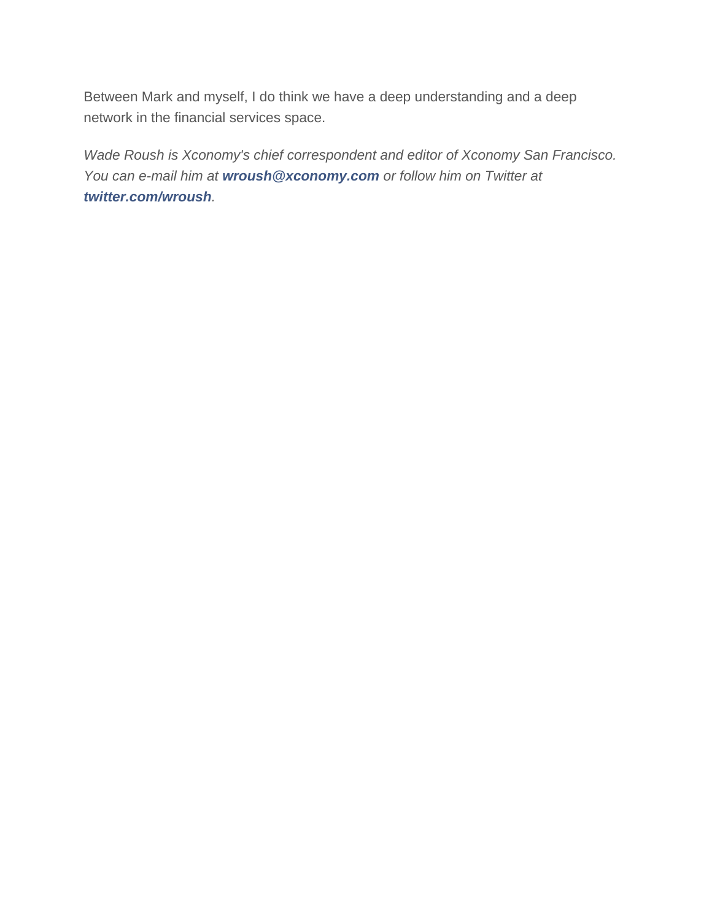Between Mark and myself, I do think we have a deep understanding and a deep network in the financial services space.

*Wade Roush is Xconomy's chief correspondent and editor of Xconomy San Francisco. You can e-mail him at* ***wroush@xconomy.com*** *or follow him on Twitter at* ***twitter.com/wroush****.*